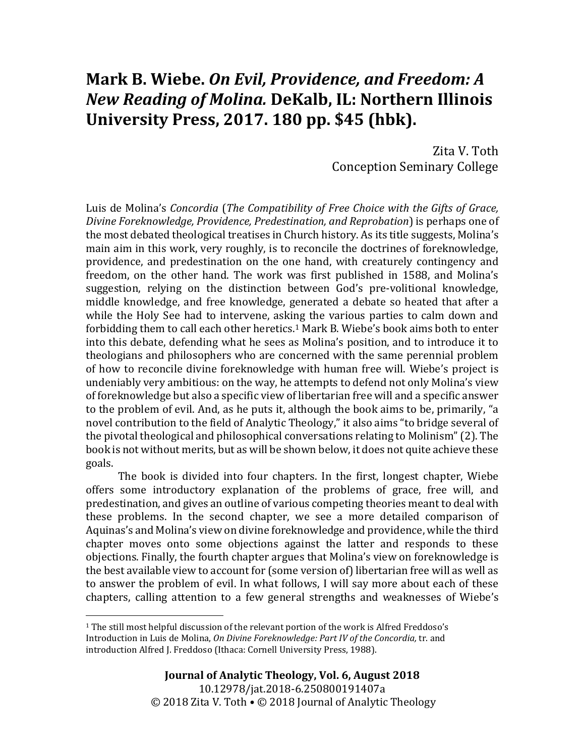# Mark B. Wiebe. *On Evil, Providence, and Freedom: A New Reading of Molina.* DeKalb, IL: Northern Illinois University Press, 2017. 180 pp. $45 (hbk).

Zita V. Toth
Conception Seminary College

Luis de Molina's *Concordia* (*The Compatibility of Free Choice with the Gifts of Grace, Divine Foreknowledge, Providence, Predestination, and Reprobation*) is perhaps one of the most debated theological treatises in Church history. As its title suggests, Molina's main aim in this work, very roughly, is to reconcile the doctrines of foreknowledge, providence, and predestination on the one hand, with creaturely contingency and freedom, on the other hand. The work was first published in 1588, and Molina's suggestion, relying on the distinction between God's pre-volitional knowledge, middle knowledge, and free knowledge, generated a debate so heated that after a while the Holy See had to intervene, asking the various parties to calm down and forbidding them to call each other heretics.[1] Mark B. Wiebe's book aims both to enter into this debate, defending what he sees as Molina's position, and to introduce it to theologians and philosophers who are concerned with the same perennial problem of how to reconcile divine foreknowledge with human free will. Wiebe's project is undeniably very ambitious: on the way, he attempts to defend not only Molina's view of foreknowledge but also a specific view of libertarian free will and a specific answer to the problem of evil. And, as he puts it, although the book aims to be, primarily, "a novel contribution to the field of Analytic Theology," it also aims "to bridge several of the pivotal theological and philosophical conversations relating to Molinism" (2). The book is not without merits, but as will be shown below, it does not quite achieve these goals.

The book is divided into four chapters. In the first, longest chapter, Wiebe offers some introductory explanation of the problems of grace, free will, and predestination, and gives an outline of various competing theories meant to deal with these problems. In the second chapter, we see a more detailed comparison of Aquinas's and Molina's view on divine foreknowledge and providence, while the third chapter moves onto some objections against the latter and responds to these objections. Finally, the fourth chapter argues that Molina's view on foreknowledge is the best available view to account for (some version of) libertarian free will as well as to answer the problem of evil. In what follows, I will say more about each of these chapters, calling attention to a few general strengths and weaknesses of Wiebe's

[1] The still most helpful discussion of the relevant portion of the work is Alfred Freddoso's Introduction in Luis de Molina, *On Divine Foreknowledge: Part IV of the Concordia,* tr. and introduction Alfred J. Freddoso (Ithaca: Cornell University Press, 1988).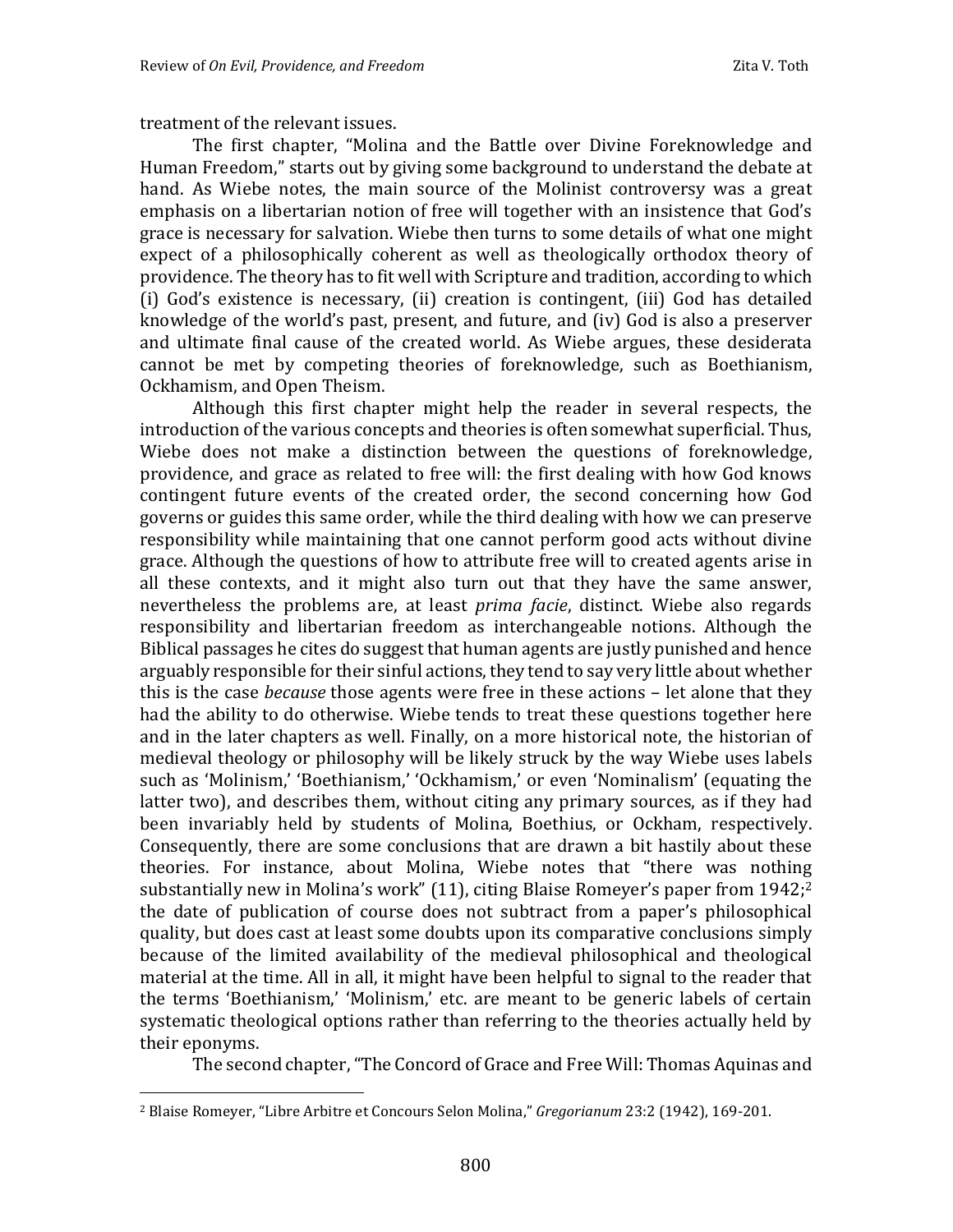treatment of the relevant issues.

The first chapter, "Molina and the Battle over Divine Foreknowledge and Human Freedom," starts out by giving some background to understand the debate at hand. As Wiebe notes, the main source of the Molinist controversy was a great emphasis on a libertarian notion of free will together with an insistence that God's grace is necessary for salvation. Wiebe then turns to some details of what one might expect of a philosophically coherent as well as theologically orthodox theory of providence. The theory has to fit well with Scripture and tradition, according to which (i) God's existence is necessary, (ii) creation is contingent, (iii) God has detailed knowledge of the world's past, present, and future, and (iv) God is also a preserver and ultimate final cause of the created world. As Wiebe argues, these desiderata cannot be met by competing theories of foreknowledge, such as Boethianism, Ockhamism, and Open Theism.

Although this first chapter might help the reader in several respects, the introduction of the various concepts and theories is often somewhat superficial. Thus, Wiebe does not make a distinction between the questions of foreknowledge, providence, and grace as related to free will: the first dealing with how God knows contingent future events of the created order, the second concerning how God governs or guides this same order, while the third dealing with how we can preserve responsibility while maintaining that one cannot perform good acts without divine grace. Although the questions of how to attribute free will to created agents arise in all these contexts, and it might also turn out that they have the same answer, nevertheless the problems are, at least *prima facie*, distinct. Wiebe also regards responsibility and libertarian freedom as interchangeable notions. Although the Biblical passages he cites do suggest that human agents are justly punished and hence arguably responsible for their sinful actions, they tend to say very little about whether this is the case *because* those agents were free in these actions – let alone that they had the ability to do otherwise. Wiebe tends to treat these questions together here and in the later chapters as well. Finally, on a more historical note, the historian of medieval theology or philosophy will be likely struck by the way Wiebe uses labels such as 'Molinism,' 'Boethianism,' 'Ockhamism,' or even 'Nominalism' (equating the latter two), and describes them, without citing any primary sources, as if they had been invariably held by students of Molina, Boethius, or Ockham, respectively. Consequently, there are some conclusions that are drawn a bit hastily about these theories. For instance, about Molina, Wiebe notes that "there was nothing substantially new in Molina's work" (11), citing Blaise Romeyer's paper from 1942;[2] the date of publication of course does not subtract from a paper's philosophical quality, but does cast at least some doubts upon its comparative conclusions simply because of the limited availability of the medieval philosophical and theological material at the time. All in all, it might have been helpful to signal to the reader that the terms 'Boethianism,' 'Molinism,' etc. are meant to be generic labels of certain systematic theological options rather than referring to the theories actually held by their eponyms.

The second chapter, "The Concord of Grace and Free Will: Thomas Aquinas and

[2] Blaise Romeyer, "Libre Arbitre et Concours Selon Molina," *Gregorianum* 23:2 (1942), 169-201.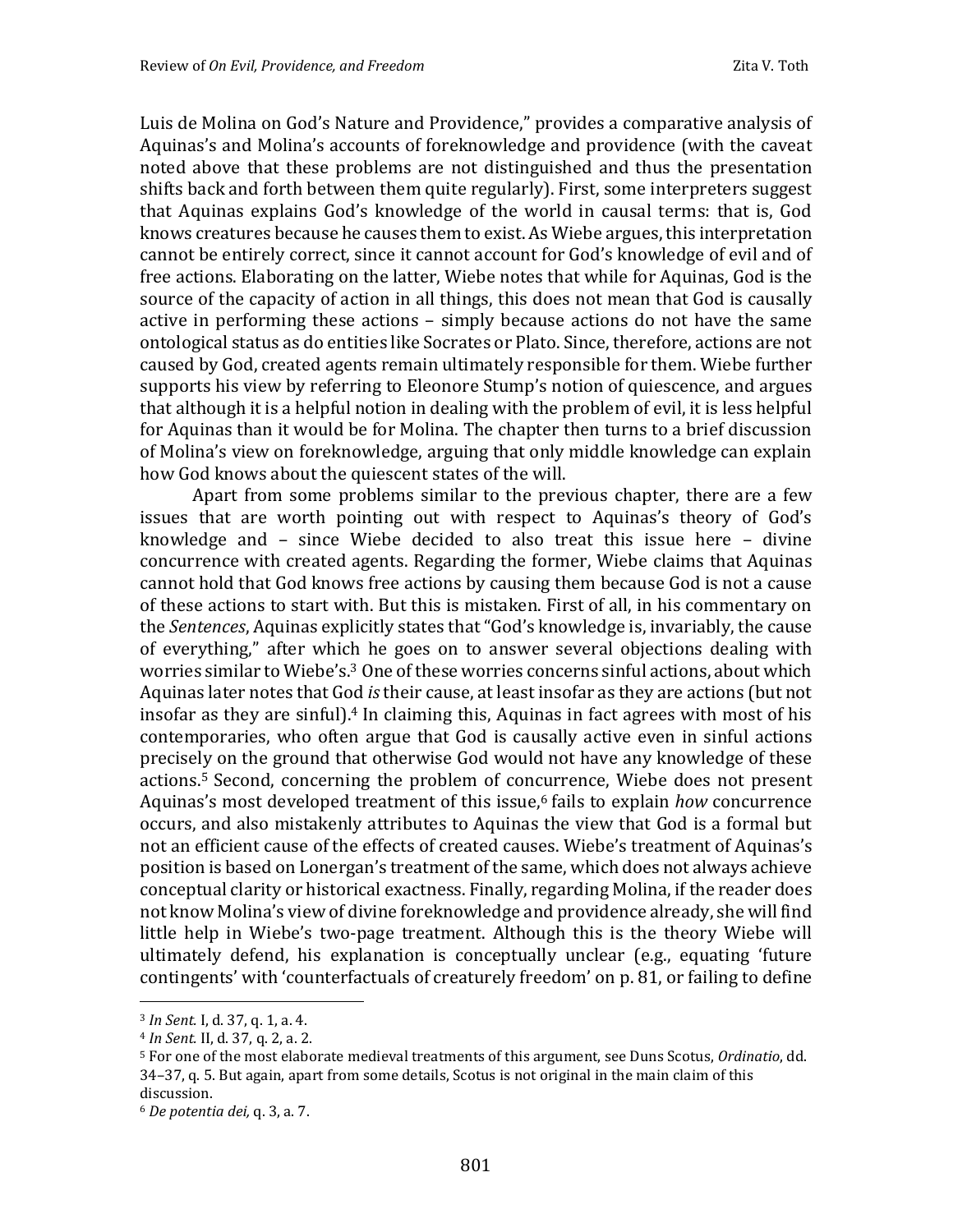Luis de Molina on God's Nature and Providence," provides a comparative analysis of Aquinas's and Molina's accounts of foreknowledge and providence (with the caveat noted above that these problems are not distinguished and thus the presentation shifts back and forth between them quite regularly). First, some interpreters suggest that Aquinas explains God's knowledge of the world in causal terms: that is, God knows creatures because he causes them to exist. As Wiebe argues, this interpretation cannot be entirely correct, since it cannot account for God's knowledge of evil and of free actions. Elaborating on the latter, Wiebe notes that while for Aquinas, God is the source of the capacity of action in all things, this does not mean that God is causally active in performing these actions – simply because actions do not have the same ontological status as do entities like Socrates or Plato. Since, therefore, actions are not caused by God, created agents remain ultimately responsible for them. Wiebe further supports his view by referring to Eleonore Stump's notion of quiescence, and argues that although it is a helpful notion in dealing with the problem of evil, it is less helpful for Aquinas than it would be for Molina. The chapter then turns to a brief discussion of Molina's view on foreknowledge, arguing that only middle knowledge can explain how God knows about the quiescent states of the will.

Apart from some problems similar to the previous chapter, there are a few issues that are worth pointing out with respect to Aquinas's theory of God's knowledge and – since Wiebe decided to also treat this issue here – divine concurrence with created agents. Regarding the former, Wiebe claims that Aquinas cannot hold that God knows free actions by causing them because God is not a cause of these actions to start with. But this is mistaken. First of all, in his commentary on the *Sentences*, Aquinas explicitly states that "God's knowledge is, invariably, the cause of everything," after which he goes on to answer several objections dealing with worries similar to Wiebe's.[3] One of these worries concerns sinful actions, about which Aquinas later notes that God *is* their cause, at least insofar as they are actions (but not insofar as they are sinful).[4] In claiming this, Aquinas in fact agrees with most of his contemporaries, who often argue that God is causally active even in sinful actions precisely on the ground that otherwise God would not have any knowledge of these actions.[5] Second, concerning the problem of concurrence, Wiebe does not present Aquinas's most developed treatment of this issue,[6] fails to explain *how* concurrence occurs, and also mistakenly attributes to Aquinas the view that God is a formal but not an efficient cause of the effects of created causes. Wiebe's treatment of Aquinas's position is based on Lonergan's treatment of the same, which does not always achieve conceptual clarity or historical exactness. Finally, regarding Molina, if the reader does not know Molina's view of divine foreknowledge and providence already, she will find little help in Wiebe's two-page treatment. Although this is the theory Wiebe will ultimately defend, his explanation is conceptually unclear (e.g., equating 'future contingents' with 'counterfactuals of creaturely freedom' on p. 81, or failing to define

---

[3] *In Sent.* I, d. 37, q. 1, a. 4.

[4] *In Sent.* II, d. 37, q. 2, a. 2.

[5] For one of the most elaborate medieval treatments of this argument, see Duns Scotus, *Ordinatio*, dd. 34–37, q. 5. But again, apart from some details, Scotus is not original in the main claim of this discussion.

[6] *De potentia dei,* q. 3, a. 7.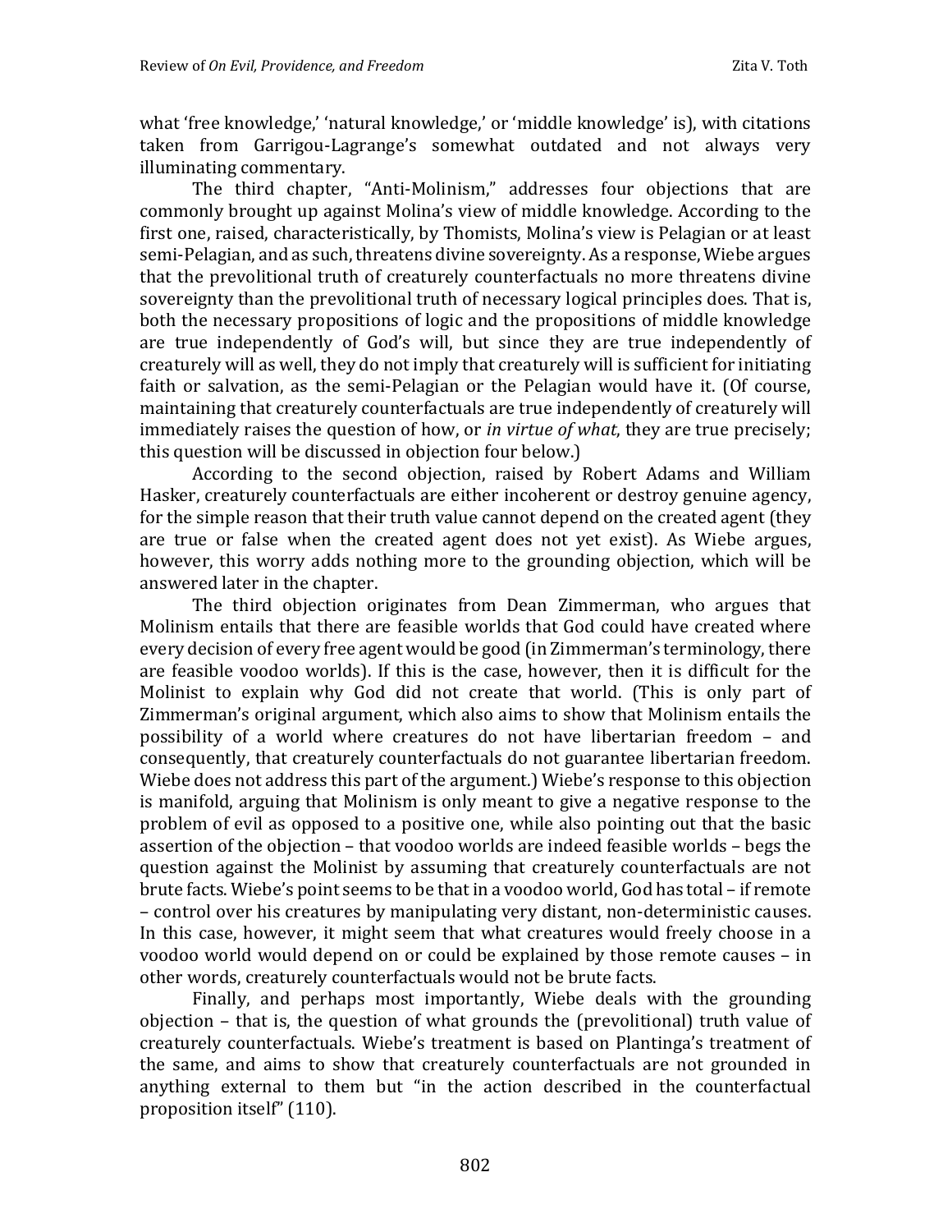what 'free knowledge,' 'natural knowledge,' or 'middle knowledge' is), with citations taken from Garrigou-Lagrange's somewhat outdated and not always very illuminating commentary.

The third chapter, "Anti-Molinism," addresses four objections that are commonly brought up against Molina's view of middle knowledge. According to the first one, raised, characteristically, by Thomists, Molina's view is Pelagian or at least semi-Pelagian, and as such, threatens divine sovereignty. As a response, Wiebe argues that the prevolitional truth of creaturely counterfactuals no more threatens divine sovereignty than the prevolitional truth of necessary logical principles does. That is, both the necessary propositions of logic and the propositions of middle knowledge are true independently of God's will, but since they are true independently of creaturely will as well, they do not imply that creaturely will is sufficient for initiating faith or salvation, as the semi-Pelagian or the Pelagian would have it. (Of course, maintaining that creaturely counterfactuals are true independently of creaturely will immediately raises the question of how, or *in virtue of what*, they are true precisely; this question will be discussed in objection four below.)

According to the second objection, raised by Robert Adams and William Hasker, creaturely counterfactuals are either incoherent or destroy genuine agency, for the simple reason that their truth value cannot depend on the created agent (they are true or false when the created agent does not yet exist). As Wiebe argues, however, this worry adds nothing more to the grounding objection, which will be answered later in the chapter.

The third objection originates from Dean Zimmerman, who argues that Molinism entails that there are feasible worlds that God could have created where every decision of every free agent would be good (in Zimmerman's terminology, there are feasible voodoo worlds). If this is the case, however, then it is difficult for the Molinist to explain why God did not create that world. (This is only part of Zimmerman's original argument, which also aims to show that Molinism entails the possibility of a world where creatures do not have libertarian freedom – and consequently, that creaturely counterfactuals do not guarantee libertarian freedom. Wiebe does not address this part of the argument.) Wiebe's response to this objection is manifold, arguing that Molinism is only meant to give a negative response to the problem of evil as opposed to a positive one, while also pointing out that the basic assertion of the objection – that voodoo worlds are indeed feasible worlds – begs the question against the Molinist by assuming that creaturely counterfactuals are not brute facts. Wiebe's point seems to be that in a voodoo world, God has total – if remote – control over his creatures by manipulating very distant, non-deterministic causes. In this case, however, it might seem that what creatures would freely choose in a voodoo world would depend on or could be explained by those remote causes – in other words, creaturely counterfactuals would not be brute facts.

Finally, and perhaps most importantly, Wiebe deals with the grounding objection – that is, the question of what grounds the (prevolitional) truth value of creaturely counterfactuals. Wiebe's treatment is based on Plantinga's treatment of the same, and aims to show that creaturely counterfactuals are not grounded in anything external to them but "in the action described in the counterfactual proposition itself" (110).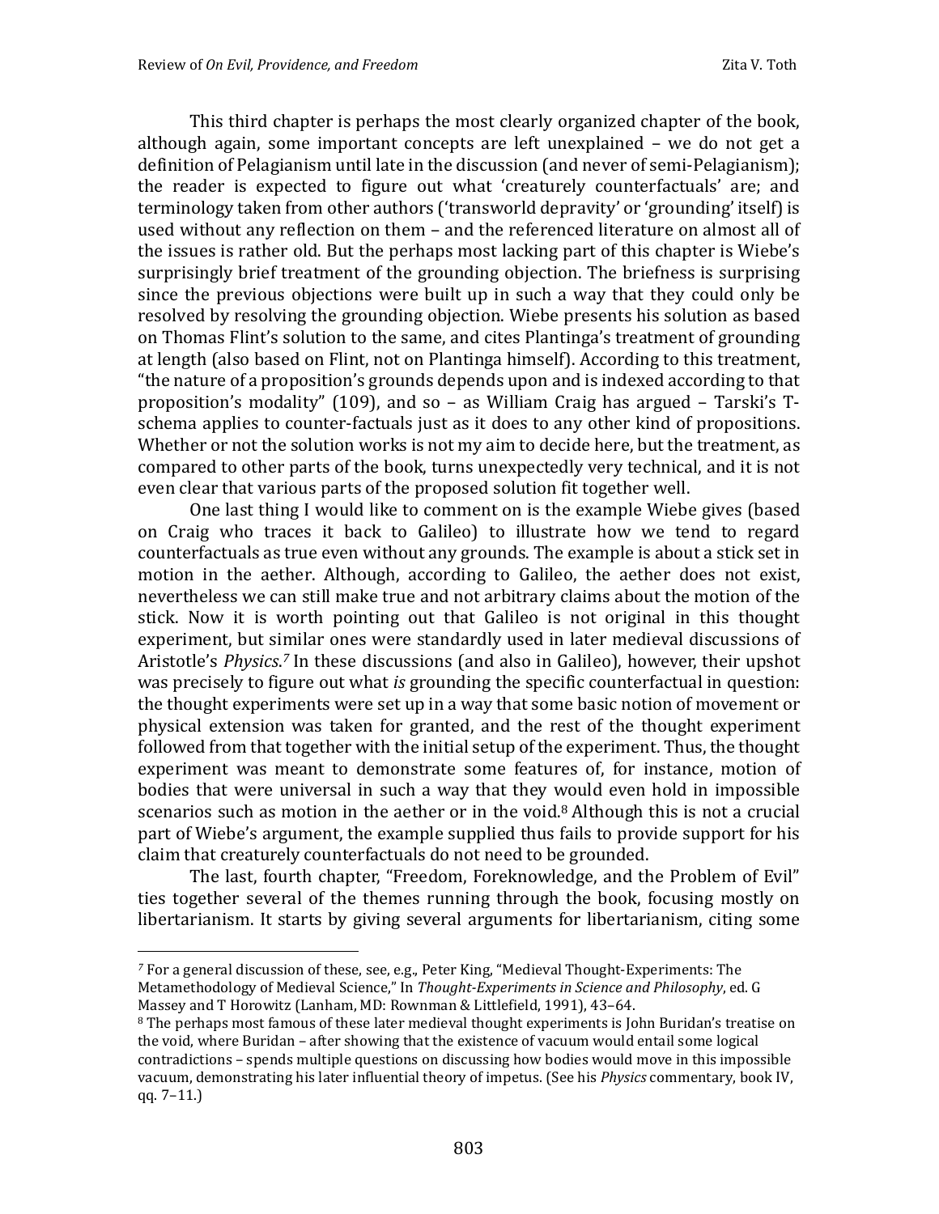This third chapter is perhaps the most clearly organized chapter of the book, although again, some important concepts are left unexplained – we do not get a definition of Pelagianism until late in the discussion (and never of semi-Pelagianism); the reader is expected to figure out what 'creaturely counterfactuals' are; and terminology taken from other authors ('transworld depravity' or 'grounding' itself) is used without any reflection on them – and the referenced literature on almost all of the issues is rather old. But the perhaps most lacking part of this chapter is Wiebe's surprisingly brief treatment of the grounding objection. The briefness is surprising since the previous objections were built up in such a way that they could only be resolved by resolving the grounding objection. Wiebe presents his solution as based on Thomas Flint's solution to the same, and cites Plantinga's treatment of grounding at length (also based on Flint, not on Plantinga himself). According to this treatment, "the nature of a proposition's grounds depends upon and is indexed according to that proposition's modality" (109), and so – as William Craig has argued – Tarski's T-schema applies to counter-factuals just as it does to any other kind of propositions. Whether or not the solution works is not my aim to decide here, but the treatment, as compared to other parts of the book, turns unexpectedly very technical, and it is not even clear that various parts of the proposed solution fit together well.

One last thing I would like to comment on is the example Wiebe gives (based on Craig who traces it back to Galileo) to illustrate how we tend to regard counterfactuals as true even without any grounds. The example is about a stick set in motion in the aether. Although, according to Galileo, the aether does not exist, nevertheless we can still make true and not arbitrary claims about the motion of the stick. Now it is worth pointing out that Galileo is not original in this thought experiment, but similar ones were standardly used in later medieval discussions of Aristotle's *Physics*.[7] In these discussions (and also in Galileo), however, their upshot was precisely to figure out what *is* grounding the specific counterfactual in question: the thought experiments were set up in a way that some basic notion of movement or physical extension was taken for granted, and the rest of the thought experiment followed from that together with the initial setup of the experiment. Thus, the thought experiment was meant to demonstrate some features of, for instance, motion of bodies that were universal in such a way that they would even hold in impossible scenarios such as motion in the aether or in the void.[8] Although this is not a crucial part of Wiebe's argument, the example supplied thus fails to provide support for his claim that creaturely counterfactuals do not need to be grounded.

The last, fourth chapter, "Freedom, Foreknowledge, and the Problem of Evil" ties together several of the themes running through the book, focusing mostly on libertarianism. It starts by giving several arguments for libertarianism, citing some

---

[7] For a general discussion of these, see, e.g., Peter King, "Medieval Thought-Experiments: The Metamethodology of Medieval Science," In *Thought-Experiments in Science and Philosophy*, ed. G Massey and T Horowitz (Lanham, MD: Rownman & Littlefield, 1991), 43–64.

[8] The perhaps most famous of these later medieval thought experiments is John Buridan's treatise on the void, where Buridan – after showing that the existence of vacuum would entail some logical contradictions – spends multiple questions on discussing how bodies would move in this impossible vacuum, demonstrating his later influential theory of impetus. (See his *Physics* commentary, book IV, qq. 7–11.)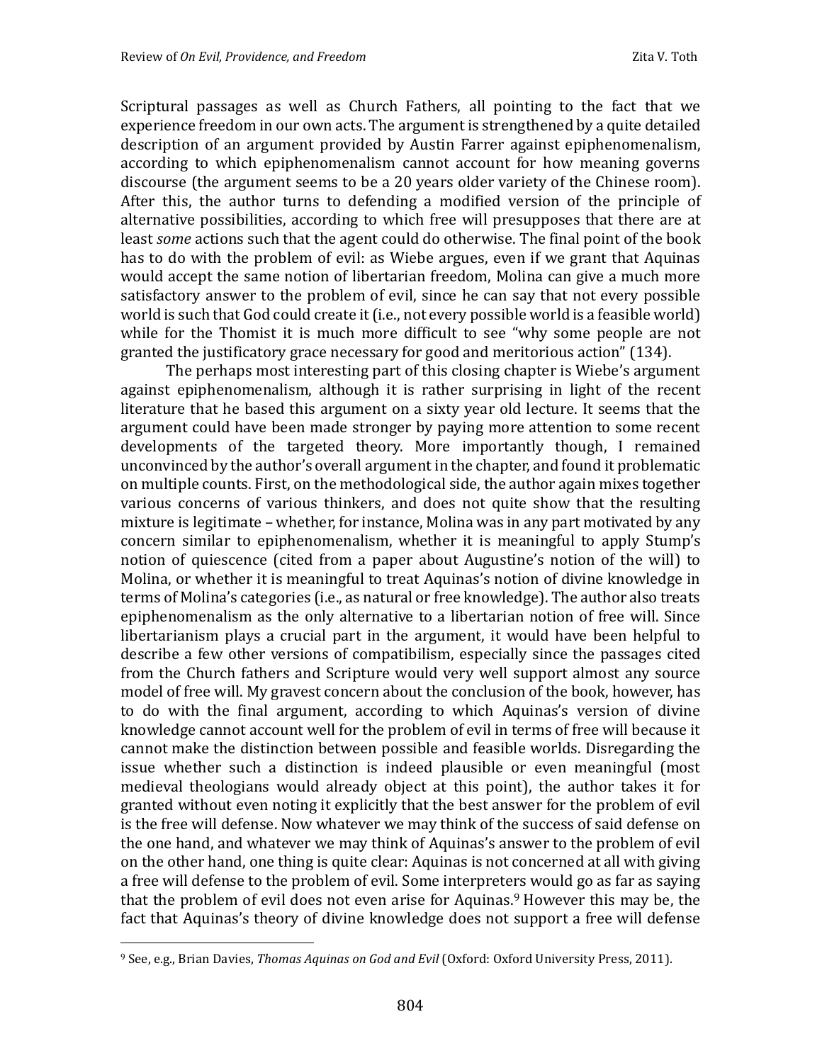Scriptural passages as well as Church Fathers, all pointing to the fact that we experience freedom in our own acts. The argument is strengthened by a quite detailed description of an argument provided by Austin Farrer against epiphenomenalism, according to which epiphenomenalism cannot account for how meaning governs discourse (the argument seems to be a 20 years older variety of the Chinese room). After this, the author turns to defending a modified version of the principle of alternative possibilities, according to which free will presupposes that there are at least *some* actions such that the agent could do otherwise. The final point of the book has to do with the problem of evil: as Wiebe argues, even if we grant that Aquinas would accept the same notion of libertarian freedom, Molina can give a much more satisfactory answer to the problem of evil, since he can say that not every possible world is such that God could create it (i.e., not every possible world is a feasible world) while for the Thomist it is much more difficult to see "why some people are not granted the justificatory grace necessary for good and meritorious action" (134).

The perhaps most interesting part of this closing chapter is Wiebe's argument against epiphenomenalism, although it is rather surprising in light of the recent literature that he based this argument on a sixty year old lecture. It seems that the argument could have been made stronger by paying more attention to some recent developments of the targeted theory. More importantly though, I remained unconvinced by the author's overall argument in the chapter, and found it problematic on multiple counts. First, on the methodological side, the author again mixes together various concerns of various thinkers, and does not quite show that the resulting mixture is legitimate – whether, for instance, Molina was in any part motivated by any concern similar to epiphenomenalism, whether it is meaningful to apply Stump's notion of quiescence (cited from a paper about Augustine's notion of the will) to Molina, or whether it is meaningful to treat Aquinas's notion of divine knowledge in terms of Molina's categories (i.e., as natural or free knowledge). The author also treats epiphenomenalism as the only alternative to a libertarian notion of free will. Since libertarianism plays a crucial part in the argument, it would have been helpful to describe a few other versions of compatibilism, especially since the passages cited from the Church fathers and Scripture would very well support almost any source model of free will. My gravest concern about the conclusion of the book, however, has to do with the final argument, according to which Aquinas's version of divine knowledge cannot account well for the problem of evil in terms of free will because it cannot make the distinction between possible and feasible worlds. Disregarding the issue whether such a distinction is indeed plausible or even meaningful (most medieval theologians would already object at this point), the author takes it for granted without even noting it explicitly that the best answer for the problem of evil is the free will defense. Now whatever we may think of the success of said defense on the one hand, and whatever we may think of Aquinas's answer to the problem of evil on the other hand, one thing is quite clear: Aquinas is not concerned at all with giving a free will defense to the problem of evil. Some interpreters would go as far as saying that the problem of evil does not even arise for Aquinas.[9] However this may be, the fact that Aquinas's theory of divine knowledge does not support a free will defense

[9] See, e.g., Brian Davies, *Thomas Aquinas on God and Evil* (Oxford: Oxford University Press, 2011).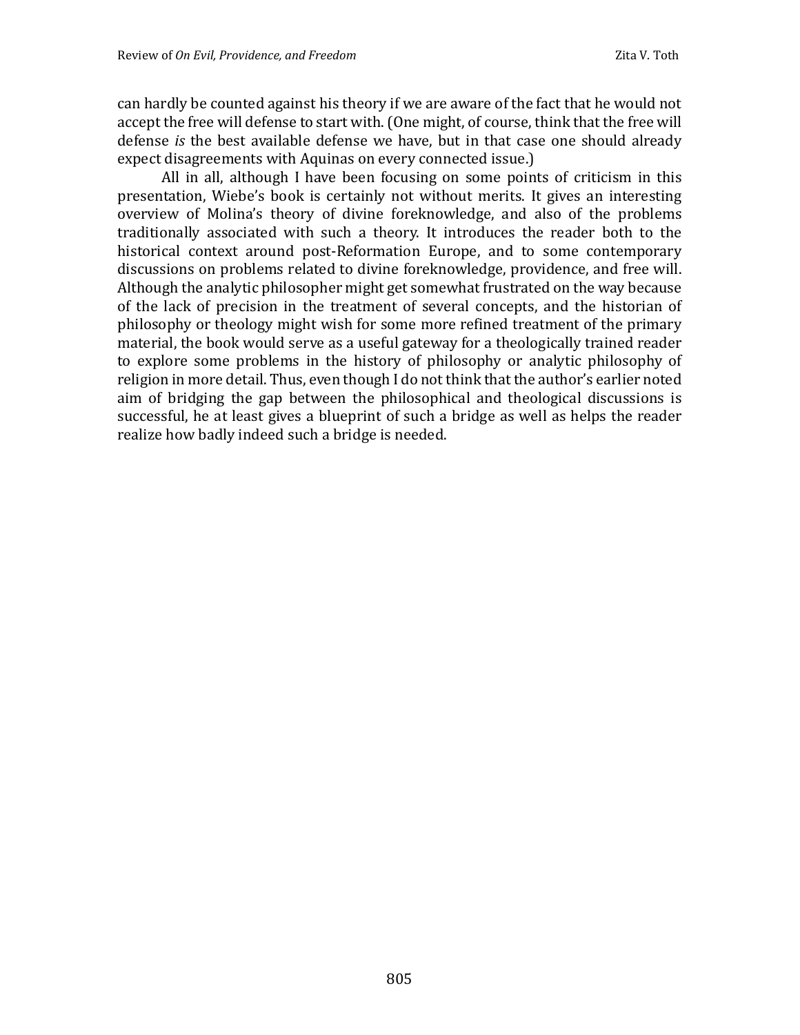can hardly be counted against his theory if we are aware of the fact that he would not accept the free will defense to start with. (One might, of course, think that the free will defense *is* the best available defense we have, but in that case one should already expect disagreements with Aquinas on every connected issue.)

All in all, although I have been focusing on some points of criticism in this presentation, Wiebe's book is certainly not without merits. It gives an interesting overview of Molina's theory of divine foreknowledge, and also of the problems traditionally associated with such a theory. It introduces the reader both to the historical context around post-Reformation Europe, and to some contemporary discussions on problems related to divine foreknowledge, providence, and free will. Although the analytic philosopher might get somewhat frustrated on the way because of the lack of precision in the treatment of several concepts, and the historian of philosophy or theology might wish for some more refined treatment of the primary material, the book would serve as a useful gateway for a theologically trained reader to explore some problems in the history of philosophy or analytic philosophy of religion in more detail. Thus, even though I do not think that the author's earlier noted aim of bridging the gap between the philosophical and theological discussions is successful, he at least gives a blueprint of such a bridge as well as helps the reader realize how badly indeed such a bridge is needed.